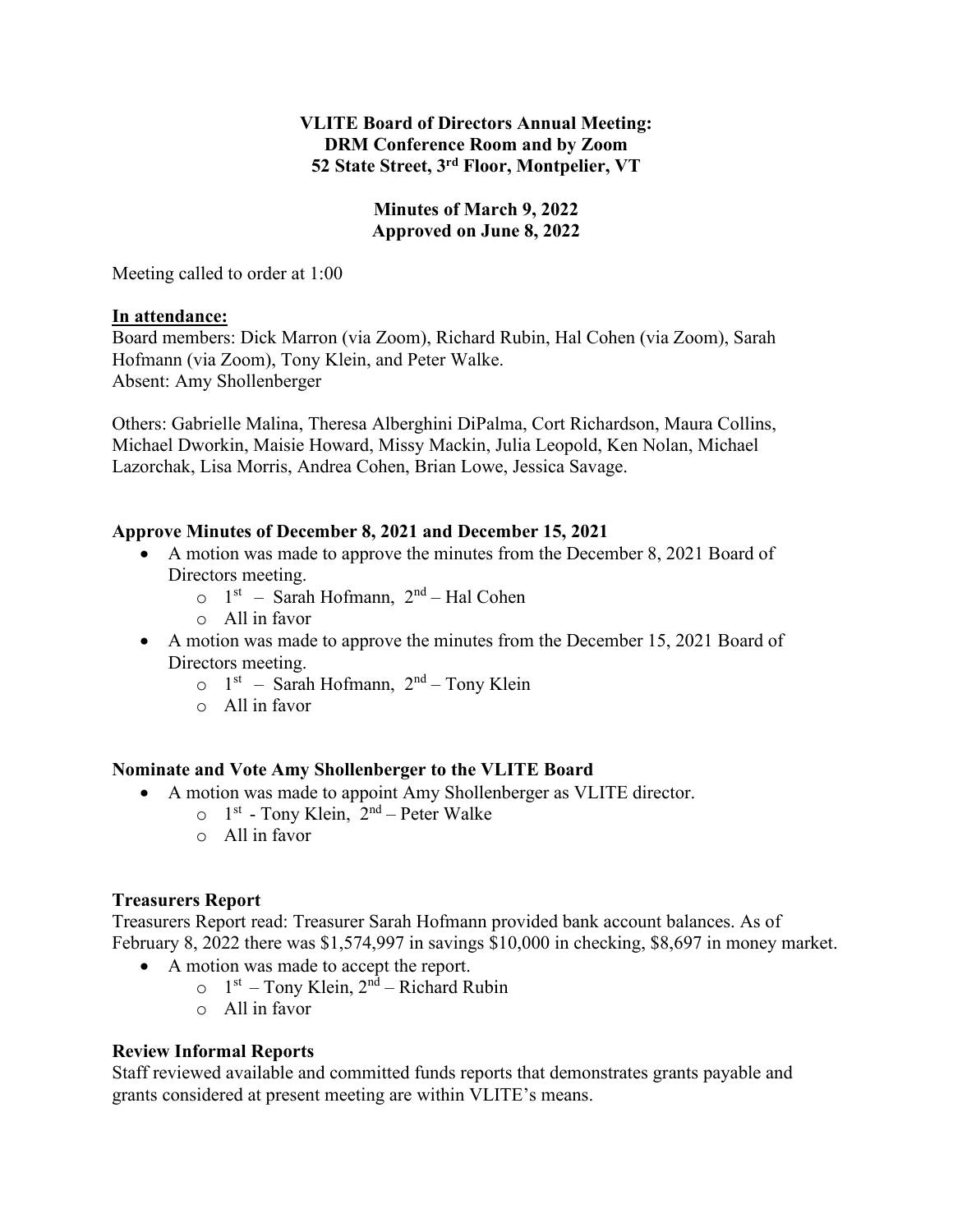**VLITE Board of Directors Annual Meeting:**
**DRM Conference Room and by Zoom**
**52 State Street, 3rd Floor, Montpelier, VT**

**Minutes of March 9, 2022**
**Approved on June 8, 2022**

Meeting called to order at 1:00

**In attendance:**
Board members: Dick Marron (via Zoom), Richard Rubin, Hal Cohen (via Zoom), Sarah Hofmann (via Zoom), Tony Klein, and Peter Walke.
Absent: Amy Shollenberger

Others: Gabrielle Malina, Theresa Alberghini DiPalma, Cort Richardson, Maura Collins, Michael Dworkin, Maisie Howard, Missy Mackin, Julia Leopold, Ken Nolan, Michael Lazorchak, Lisa Morris, Andrea Cohen, Brian Lowe, Jessica Savage.

**Approve Minutes of December 8, 2021 and December 15, 2021**

- A motion was made to approve the minutes from the December 8, 2021 Board of Directors meeting.
  - 1st – Sarah Hofmann, 2nd – Hal Cohen
  - All in favor
- A motion was made to approve the minutes from the December 15, 2021 Board of Directors meeting.
  - 1st – Sarah Hofmann, 2nd – Tony Klein
  - All in favor

**Nominate and Vote Amy Shollenberger to the VLITE Board**

- A motion was made to appoint Amy Shollenberger as VLITE director.
  - 1st - Tony Klein, 2nd – Peter Walke
  - All in favor

**Treasurers Report**

Treasurers Report read: Treasurer Sarah Hofmann provided bank account balances. As of February 8, 2022 there was $1,574,997 in savings $10,000 in checking, $8,697 in money market.

- A motion was made to accept the report.
  - 1st – Tony Klein, 2nd – Richard Rubin
  - All in favor

**Review Informal Reports**

Staff reviewed available and committed funds reports that demonstrates grants payable and grants considered at present meeting are within VLITE's means.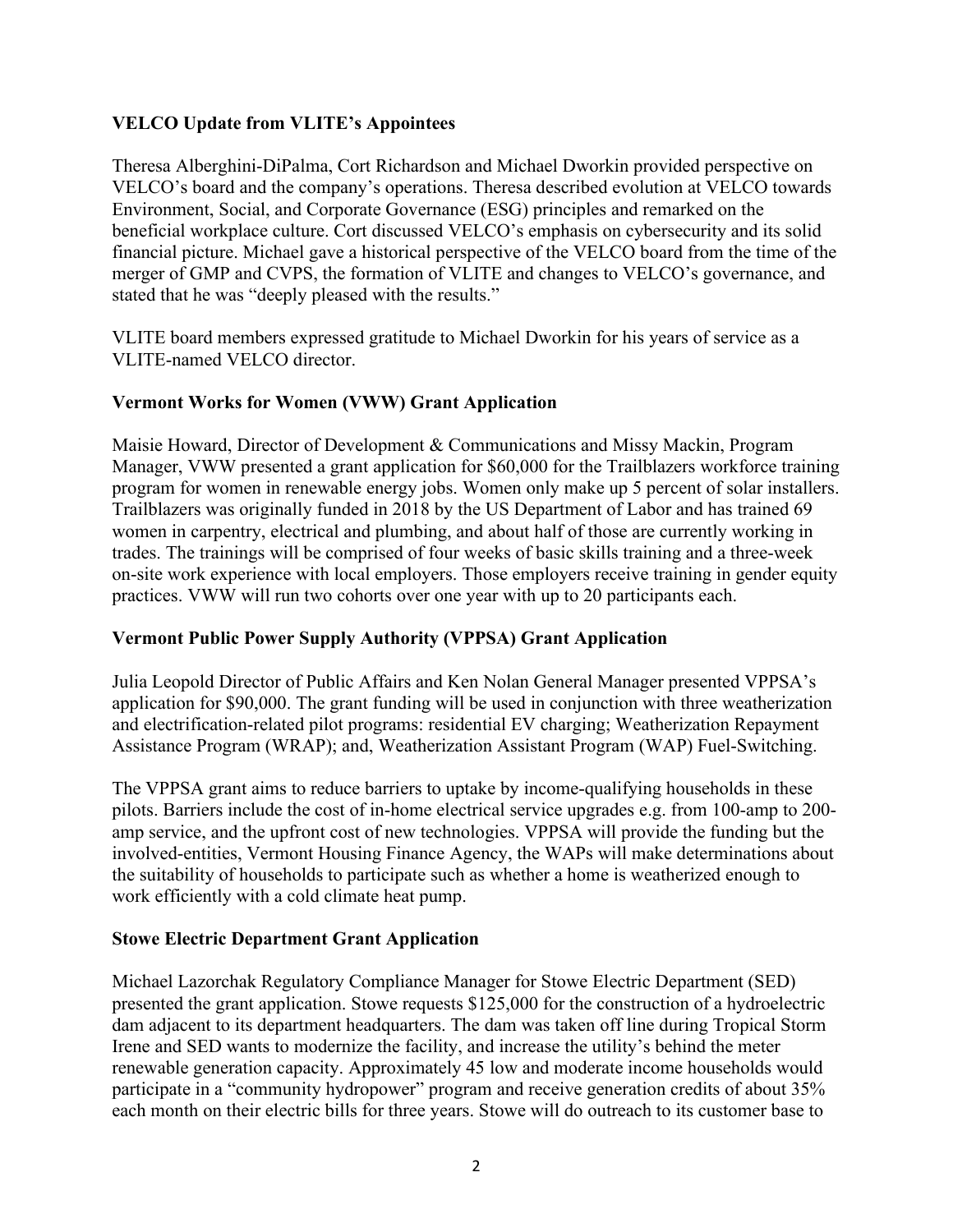**VELCO Update from VLITE's Appointees**

Theresa Alberghini-DiPalma, Cort Richardson and Michael Dworkin provided perspective on VELCO's board and the company's operations. Theresa described evolution at VELCO towards Environment, Social, and Corporate Governance (ESG) principles and remarked on the beneficial workplace culture. Cort discussed VELCO's emphasis on cybersecurity and its solid financial picture. Michael gave a historical perspective of the VELCO board from the time of the merger of GMP and CVPS, the formation of VLITE and changes to VELCO's governance, and stated that he was "deeply pleased with the results."

VLITE board members expressed gratitude to Michael Dworkin for his years of service as a VLITE-named VELCO director.

**Vermont Works for Women (VWW) Grant Application**

Maisie Howard, Director of Development & Communications and Missy Mackin, Program Manager, VWW presented a grant application for $60,000 for the Trailblazers workforce training program for women in renewable energy jobs. Women only make up 5 percent of solar installers. Trailblazers was originally funded in 2018 by the US Department of Labor and has trained 69 women in carpentry, electrical and plumbing, and about half of those are currently working in trades. The trainings will be comprised of four weeks of basic skills training and a three-week on-site work experience with local employers. Those employers receive training in gender equity practices. VWW will run two cohorts over one year with up to 20 participants each.

**Vermont Public Power Supply Authority (VPPSA) Grant Application**

Julia Leopold Director of Public Affairs and Ken Nolan General Manager presented VPPSA's application for $90,000. The grant funding will be used in conjunction with three weatherization and electrification-related pilot programs: residential EV charging; Weatherization Repayment Assistance Program (WRAP); and, Weatherization Assistant Program (WAP) Fuel-Switching.

The VPPSA grant aims to reduce barriers to uptake by income-qualifying households in these pilots. Barriers include the cost of in-home electrical service upgrades e.g. from 100-amp to 200-amp service, and the upfront cost of new technologies. VPPSA will provide the funding but the involved-entities, Vermont Housing Finance Agency, the WAPs will make determinations about the suitability of households to participate such as whether a home is weatherized enough to work efficiently with a cold climate heat pump.

**Stowe Electric Department Grant Application**

Michael Lazorchak Regulatory Compliance Manager for Stowe Electric Department (SED) presented the grant application. Stowe requests $125,000 for the construction of a hydroelectric dam adjacent to its department headquarters. The dam was taken off line during Tropical Storm Irene and SED wants to modernize the facility, and increase the utility's behind the meter renewable generation capacity. Approximately 45 low and moderate income households would participate in a "community hydropower" program and receive generation credits of about 35% each month on their electric bills for three years. Stowe will do outreach to its customer base to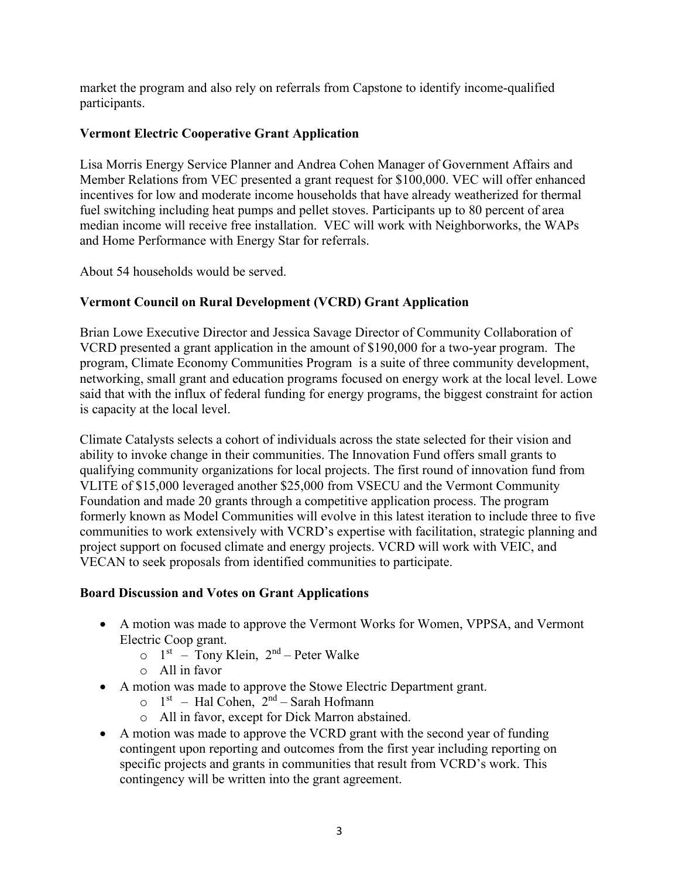market the program and also rely on referrals from Capstone to identify income-qualified participants.

**Vermont Electric Cooperative Grant Application**

Lisa Morris Energy Service Planner and Andrea Cohen Manager of Government Affairs and Member Relations from VEC presented a grant request for $100,000. VEC will offer enhanced incentives for low and moderate income households that have already weatherized for thermal fuel switching including heat pumps and pellet stoves. Participants up to 80 percent of area median income will receive free installation. VEC will work with Neighborworks, the WAPs and Home Performance with Energy Star for referrals.

About 54 households would be served.

**Vermont Council on Rural Development (VCRD) Grant Application**

Brian Lowe Executive Director and Jessica Savage Director of Community Collaboration of VCRD presented a grant application in the amount of $190,000 for a two-year program. The program, Climate Economy Communities Program is a suite of three community development, networking, small grant and education programs focused on energy work at the local level. Lowe said that with the influx of federal funding for energy programs, the biggest constraint for action is capacity at the local level.

Climate Catalysts selects a cohort of individuals across the state selected for their vision and ability to invoke change in their communities. The Innovation Fund offers small grants to qualifying community organizations for local projects. The first round of innovation fund from VLITE of $15,000 leveraged another $25,000 from VSECU and the Vermont Community Foundation and made 20 grants through a competitive application process. The program formerly known as Model Communities will evolve in this latest iteration to include three to five communities to work extensively with VCRD's expertise with facilitation, strategic planning and project support on focused climate and energy projects. VCRD will work with VEIC, and VECAN to seek proposals from identified communities to participate.

**Board Discussion and Votes on Grant Applications**

- A motion was made to approve the Vermont Works for Women, VPPSA, and Vermont Electric Coop grant.
  - 1st – Tony Klein, 2nd – Peter Walke
  - All in favor
- A motion was made to approve the Stowe Electric Department grant.
  - 1st – Hal Cohen, 2nd – Sarah Hofmann
  - All in favor, except for Dick Marron abstained.
- A motion was made to approve the VCRD grant with the second year of funding contingent upon reporting and outcomes from the first year including reporting on specific projects and grants in communities that result from VCRD's work. This contingency will be written into the grant agreement.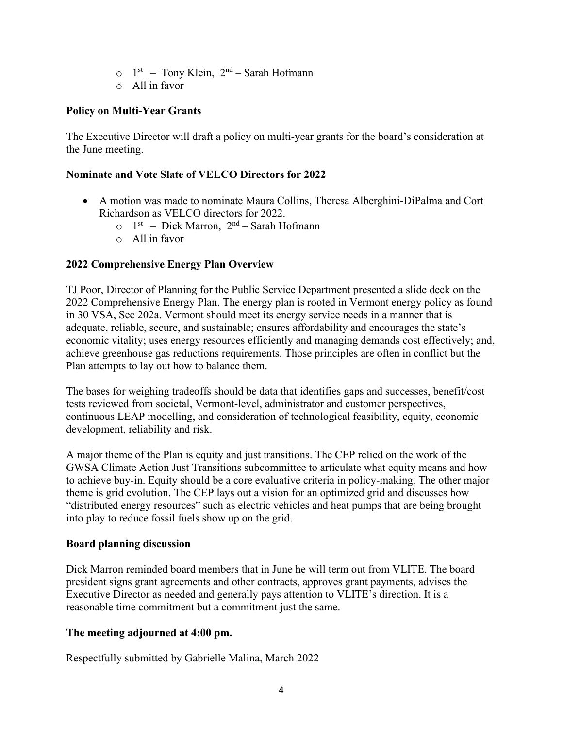- $1^{st}$ – Tony Klein, $2^{nd}$ – Sarah Hofmann
- All in favor

**Policy on Multi-Year Grants**

The Executive Director will draft a policy on multi-year grants for the board's consideration at the June meeting.

**Nominate and Vote Slate of VELCO Directors for 2022**

- A motion was made to nominate Maura Collins, Theresa Alberghini-DiPalma and Cort Richardson as VELCO directors for 2022.
  - $1^{st}$ – Dick Marron, $2^{nd}$ – Sarah Hofmann
  - All in favor

**2022 Comprehensive Energy Plan Overview**

TJ Poor, Director of Planning for the Public Service Department presented a slide deck on the 2022 Comprehensive Energy Plan. The energy plan is rooted in Vermont energy policy as found in 30 VSA, Sec 202a. Vermont should meet its energy service needs in a manner that is adequate, reliable, secure, and sustainable; ensures affordability and encourages the state's economic vitality; uses energy resources efficiently and managing demands cost effectively; and, achieve greenhouse gas reductions requirements. Those principles are often in conflict but the Plan attempts to lay out how to balance them.

The bases for weighing tradeoffs should be data that identifies gaps and successes, benefit/cost tests reviewed from societal, Vermont-level, administrator and customer perspectives, continuous LEAP modelling, and consideration of technological feasibility, equity, economic development, reliability and risk.

A major theme of the Plan is equity and just transitions. The CEP relied on the work of the GWSA Climate Action Just Transitions subcommittee to articulate what equity means and how to achieve buy-in. Equity should be a core evaluative criteria in policy-making. The other major theme is grid evolution. The CEP lays out a vision for an optimized grid and discusses how "distributed energy resources" such as electric vehicles and heat pumps that are being brought into play to reduce fossil fuels show up on the grid.

**Board planning discussion**

Dick Marron reminded board members that in June he will term out from VLITE. The board president signs grant agreements and other contracts, approves grant payments, advises the Executive Director as needed and generally pays attention to VLITE's direction. It is a reasonable time commitment but a commitment just the same.

**The meeting adjourned at 4:00 pm.**

Respectfully submitted by Gabrielle Malina, March 2022